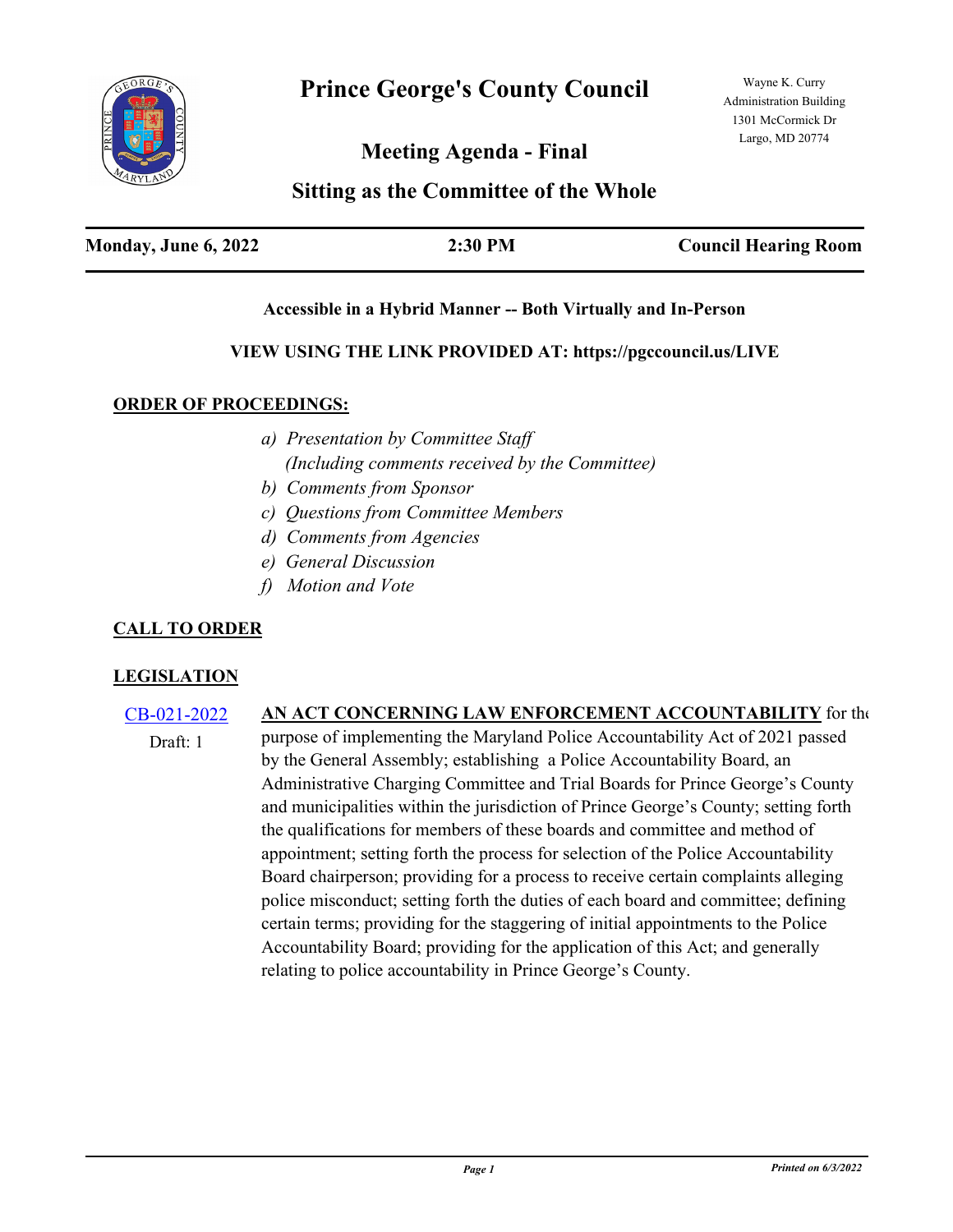# Prince George's County Council

Wayne K. Curry Administration Building
1301 McCormick Dr
Largo, MD 20774

## Meeting Agenda - Final

## Sitting as the Committee of the Whole

| Monday, June 6, 2022 | 2:30 PM | Council Hearing Room |
|---|---|---|

**Accessible in a Hybrid Manner -- Both Virtually and In-Person**

**VIEW USING THE LINK PROVIDED AT: https://pgccouncil.us/LIVE**

### ORDER OF PROCEEDINGS:

*a) Presentation by Committee Staff*
*(Including comments received by the Committee)*
*b) Comments from Sponsor*
*c) Questions from Committee Members*
*d) Comments from Agencies*
*e) General Discussion*
*f) Motion and Vote*

### CALL TO ORDER

### LEGISLATION

CB-021-2022
Draft: 1

**AN ACT CONCERNING LAW ENFORCEMENT ACCOUNTABILITY** for the purpose of implementing the Maryland Police Accountability Act of 2021 passed by the General Assembly; establishing a Police Accountability Board, an Administrative Charging Committee and Trial Boards for Prince George's County and municipalities within the jurisdiction of Prince George's County; setting forth the qualifications for members of these boards and committee and method of appointment; setting forth the process for selection of the Police Accountability Board chairperson; providing for a process to receive certain complaints alleging police misconduct; setting forth the duties of each board and committee; defining certain terms; providing for the staggering of initial appointments to the Police Accountability Board; providing for the application of this Act; and generally relating to police accountability in Prince George's County.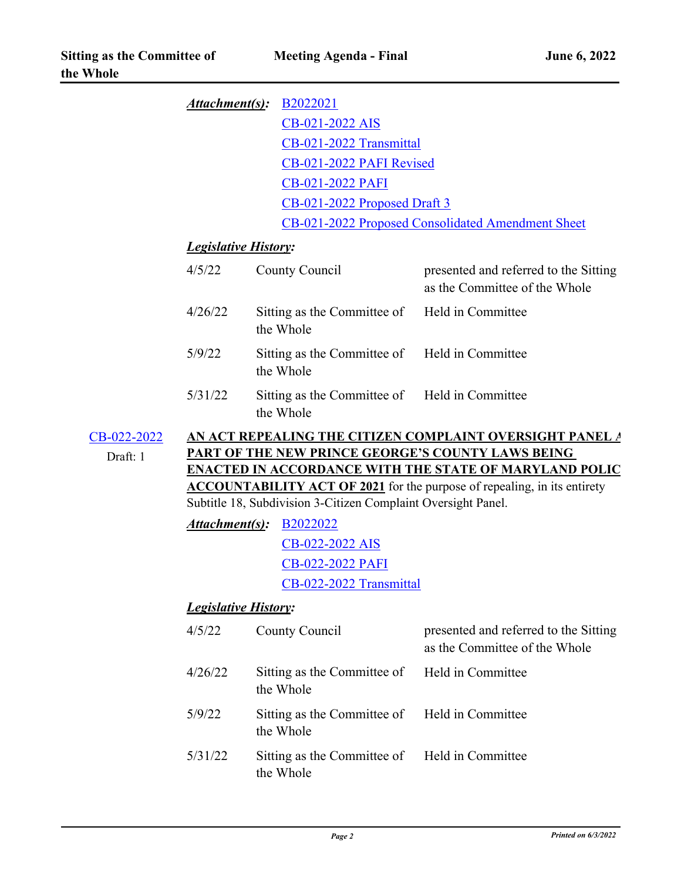***Attachment(s):*** B2022021
CB-021-2022 AIS
CB-021-2022 Transmittal
CB-021-2022 PAFI Revised
CB-021-2022 PAFI
CB-021-2022 Proposed Draft 3
CB-021-2022 Proposed Consolidated Amendment Sheet

***Legislative History:***

| | | |
|---|---|---|
| 4/5/22 | County Council | presented and referred to the Sitting as the Committee of the Whole |
| 4/26/22 | Sitting as the Committee of the Whole | Held in Committee |
| 5/9/22 | Sitting as the Committee of the Whole | Held in Committee |
| 5/31/22 | Sitting as the Committee of the Whole | Held in Committee |

CB-022-2022
Draft: 1

**AN ACT REPEALING THE CITIZEN COMPLAINT OVERSIGHT PANEL A PART OF THE NEW PRINCE GEORGE'S COUNTY LAWS BEING ENACTED IN ACCORDANCE WITH THE STATE OF MARYLAND POLIC ACCOUNTABILITY ACT OF 2021** for the purpose of repealing, in its entirety Subtitle 18, Subdivision 3-Citizen Complaint Oversight Panel.

***Attachment(s):*** B2022022
CB-022-2022 AIS
CB-022-2022 PAFI
CB-022-2022 Transmittal

***Legislative History:***

| | | |
|---|---|---|
| 4/5/22 | County Council | presented and referred to the Sitting as the Committee of the Whole |
| 4/26/22 | Sitting as the Committee of the Whole | Held in Committee |
| 5/9/22 | Sitting as the Committee of the Whole | Held in Committee |
| 5/31/22 | Sitting as the Committee of the Whole | Held in Committee |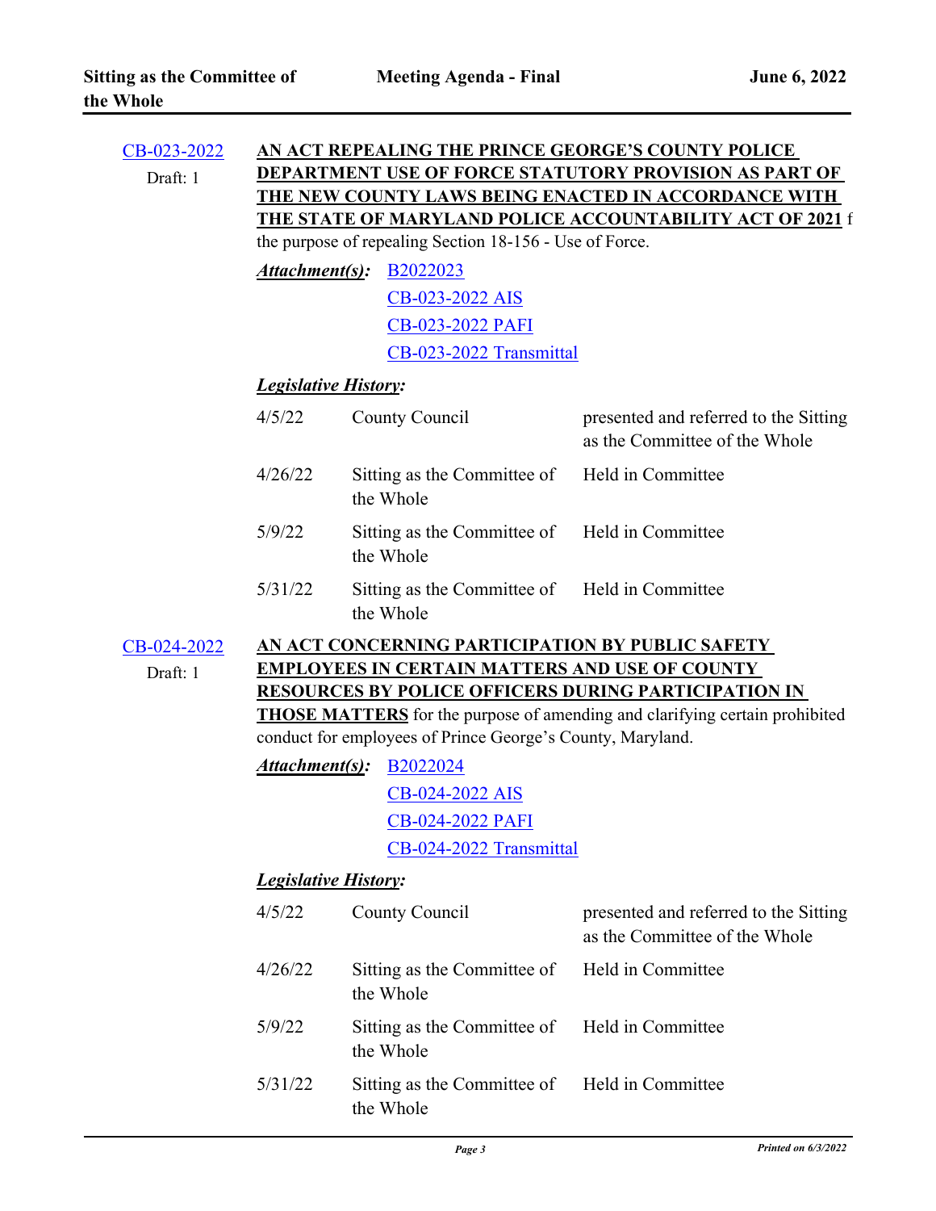[CB-023-2022](#)
Draft: 1

**<u>AN ACT REPEALING THE PRINCE GEORGE'S COUNTY POLICE DEPARTMENT USE OF FORCE STATUTORY PROVISION AS PART OF THE NEW COUNTY LAWS BEING ENACTED IN ACCORDANCE WITH THE STATE OF MARYLAND POLICE ACCOUNTABILITY ACT OF 2021</u>** f the purpose of repealing Section 18-156 - Use of Force.

***<u>Attachment(s):</u>*** B2022023
CB-023-2022 AIS
CB-023-2022 PAFI
CB-023-2022 Transmittal

***<u>Legislative History:</u>***

| | | |
|---|---|---|
| 4/5/22 | County Council | presented and referred to the Sitting as the Committee of the Whole |
| 4/26/22 | Sitting as the Committee of the Whole | Held in Committee |
| 5/9/22 | Sitting as the Committee of the Whole | Held in Committee |
| 5/31/22 | Sitting as the Committee of the Whole | Held in Committee |

[CB-024-2022](#)
Draft: 1

**<u>AN ACT CONCERNING PARTICIPATION BY PUBLIC SAFETY EMPLOYEES IN CERTAIN MATTERS AND USE OF COUNTY RESOURCES BY POLICE OFFICERS DURING PARTICIPATION IN THOSE MATTERS</u>** for the purpose of amending and clarifying certain prohibited conduct for employees of Prince George's County, Maryland.

***<u>Attachment(s):</u>*** B2022024
CB-024-2022 AIS
CB-024-2022 PAFI
CB-024-2022 Transmittal

***<u>Legislative History:</u>***

| | | |
|---|---|---|
| 4/5/22 | County Council | presented and referred to the Sitting as the Committee of the Whole |
| 4/26/22 | Sitting as the Committee of the Whole | Held in Committee |
| 5/9/22 | Sitting as the Committee of the Whole | Held in Committee |
| 5/31/22 | Sitting as the Committee of the Whole | Held in Committee |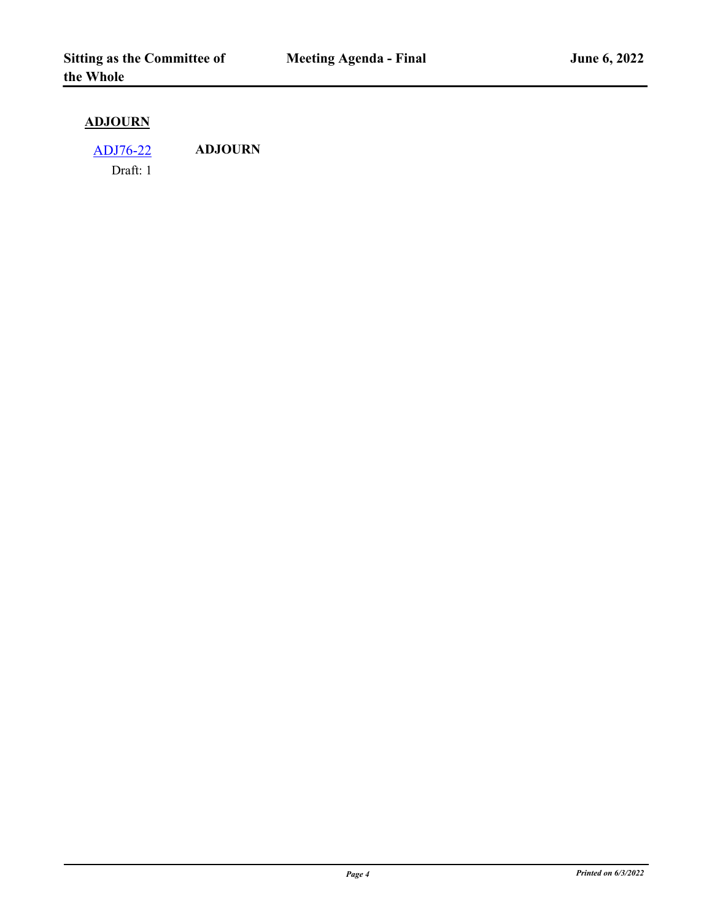## ADJOURN

ADJ76-22 **ADJOURN**

Draft: 1